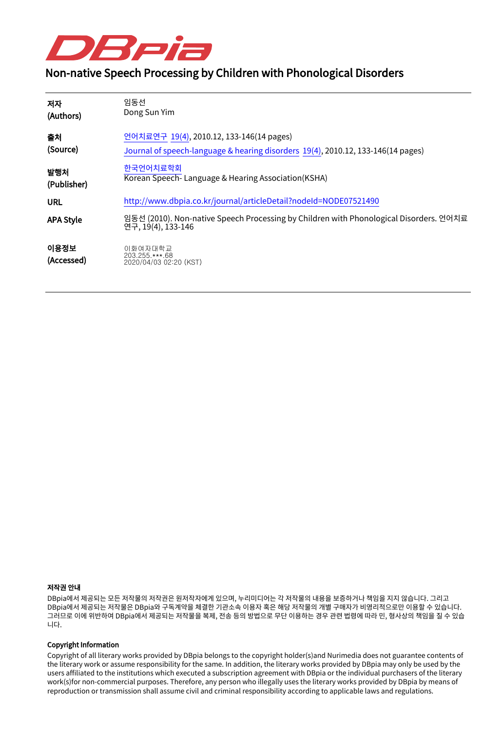# Non-native Speech Processing by Children with Phonological Disorders

| | |
|---|---|
| **저자 (Authors)** | 임동선<br>Dong Sun Yim |
| **출처 (Source)** | 언어치료연구 19(4), 2010.12, 133-146(14 pages)<br>Journal of speech-language & hearing disorders 19(4), 2010.12, 133-146(14 pages) |
| **발행처 (Publisher)** | 한국언어치료학회<br>Korean Speech- Language & Hearing Association(KSHA) |
| **URL** | http://www.dbpia.co.kr/journal/articleDetail?nodeId=NODE07521490 |
| **APA Style** | 임동선 (2010). Non-native Speech Processing by Children with Phonological Disorders. 언어치료연구, 19(4), 133-146 |
| **이용정보 (Accessed)** | 이화여자대학교<br>203.255.***.68<br>2020/04/03 02:20 (KST) |

**저작권 안내**

DBpia에서 제공되는 모든 저작물의 저작권은 원저작자에게 있으며, 누리미디어는 각 저작물의 내용을 보증하거나 책임을 지지 않습니다. 그리고 DBpia에서 제공되는 저작물은 DBpia와 구독계약을 체결한 기관소속 이용자 혹은 해당 저작물의 개별 구매자가 비영리적으로만 이용할 수 있습니다. 그러므로 이에 위반하여 DBpia에서 제공되는 저작물을 복제, 전송 등의 방법으로 무단 이용하는 경우 관련 법령에 따라 민, 형사상의 책임을 질 수 있습니다.

**Copyright Information**

Copyright of all literary works provided by DBpia belongs to the copyright holder(s)and Nurimedia does not guarantee contents of the literary work or assume responsibility for the same. In addition, the literary works provided by DBpia may only be used by the users affiliated to the institutions which executed a subscription agreement with DBpia or the individual purchasers of the literary work(s)for non-commercial purposes. Therefore, any person who illegally uses the literary works provided by DBpia by means of reproduction or transmission shall assume civil and criminal responsibility according to applicable laws and regulations.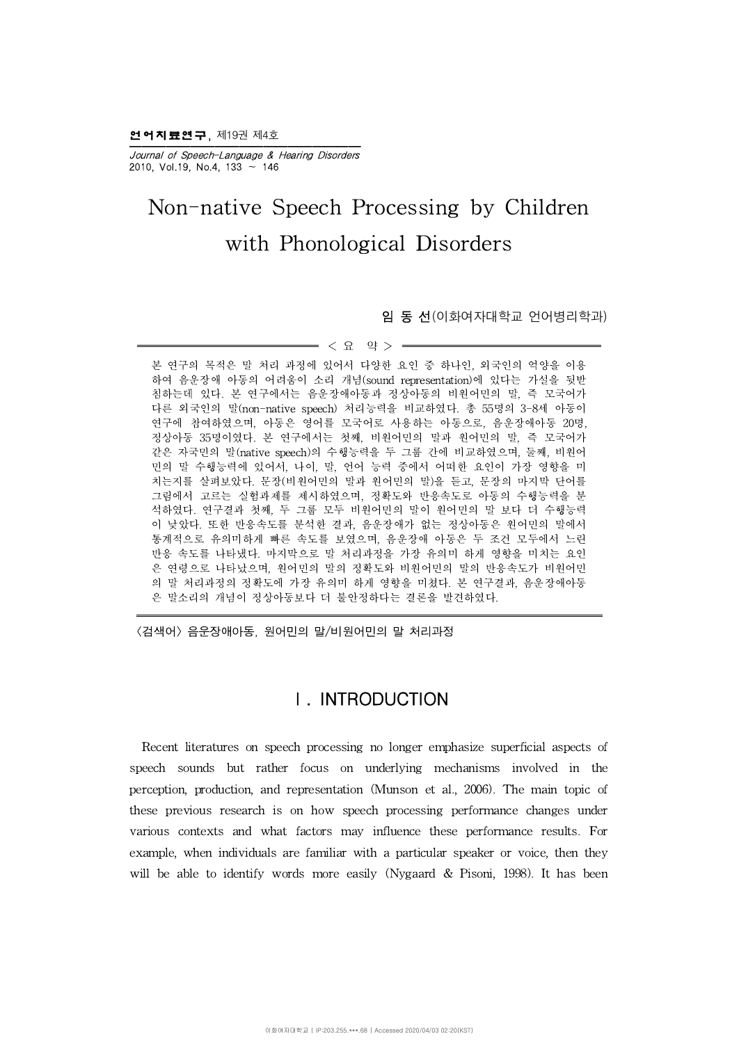# Non-native Speech Processing by Children with Phonological Disorders

**임 동 선**(이화여자대학교 언어병리학과)

< 요 약 >

본 연구의 목적은 말 처리 과정에 있어서 다양한 요인 중 하나인, 외국인의 억양을 이용하여 음운장애 아동의 어려움이 소리 개념(sound representation)에 있다는 가설을 뒷받침하는데 있다. 본 연구에서는 음운장애아동과 정상아동의 비원어민의 말, 즉 모국어가 다른 외국인의 말(non-native speech) 처리능력을 비교하였다. 총 55명의 3-8세 아동이 연구에 참여하였으며, 아동은 영어를 모국어로 사용하는 아동으로, 음운장애아동 20명, 정상아동 35명이였다. 본 연구에서는 첫째, 비원어민의 말과 원어민의 말, 즉 모국어가 같은 자국민의 말(native speech)의 수행능력을 두 그룹 간에 비교하였으며, 둘째, 비원어민의 말 수행능력에 있어서, 나이, 말, 언어 능력 중에서 어떠한 요인이 가장 영향을 미치는지를 살펴보았다. 문장(비원어민의 말과 원어민의 말)을 듣고, 문장의 마지막 단어를 그림에서 고르는 실험과제를 제시하였으며, 정확도와 반응속도로 아동의 수행능력을 분석하였다. 연구결과 첫째, 두 그룹 모두 비원어민의 말이 원어민의 말 보다 더 수행능력이 낮았다. 또한 반응속도를 분석한 결과, 음운장애가 없는 정상아동은 원어민의 말에서 통계적으로 유의미하게 빠른 속도를 보였으며, 음운장애 아동은 두 조건 모두에서 느린 반응 속도를 나타냈다. 마지막으로 말 처리과정을 가장 유의미 하게 영향을 미치는 요인은 연령으로 나타났으며, 원어민의 말의 정확도와 비원어민의 말의 반응속도가 비원어민의 말 처리과정의 정확도에 가장 유의미 하게 영향을 미쳤다. 본 연구결과, 음운장애아동은 말소리의 개념이 정상아동보다 더 불안정하다는 결론을 발견하였다.

〈검색어〉 음운장애아동, 원어민의 말/비원어민의 말 처리과정

## Ⅰ. INTRODUCTION

Recent literatures on speech processing no longer emphasize superficial aspects of speech sounds but rather focus on underlying mechanisms involved in the perception, production, and representation (Munson et al., 2006). The main topic of these previous research is on how speech processing performance changes under various contexts and what factors may influence these performance results. For example, when individuals are familiar with a particular speaker or voice, then they will be able to identify words more easily (Nygaard & Pisoni, 1998). It has been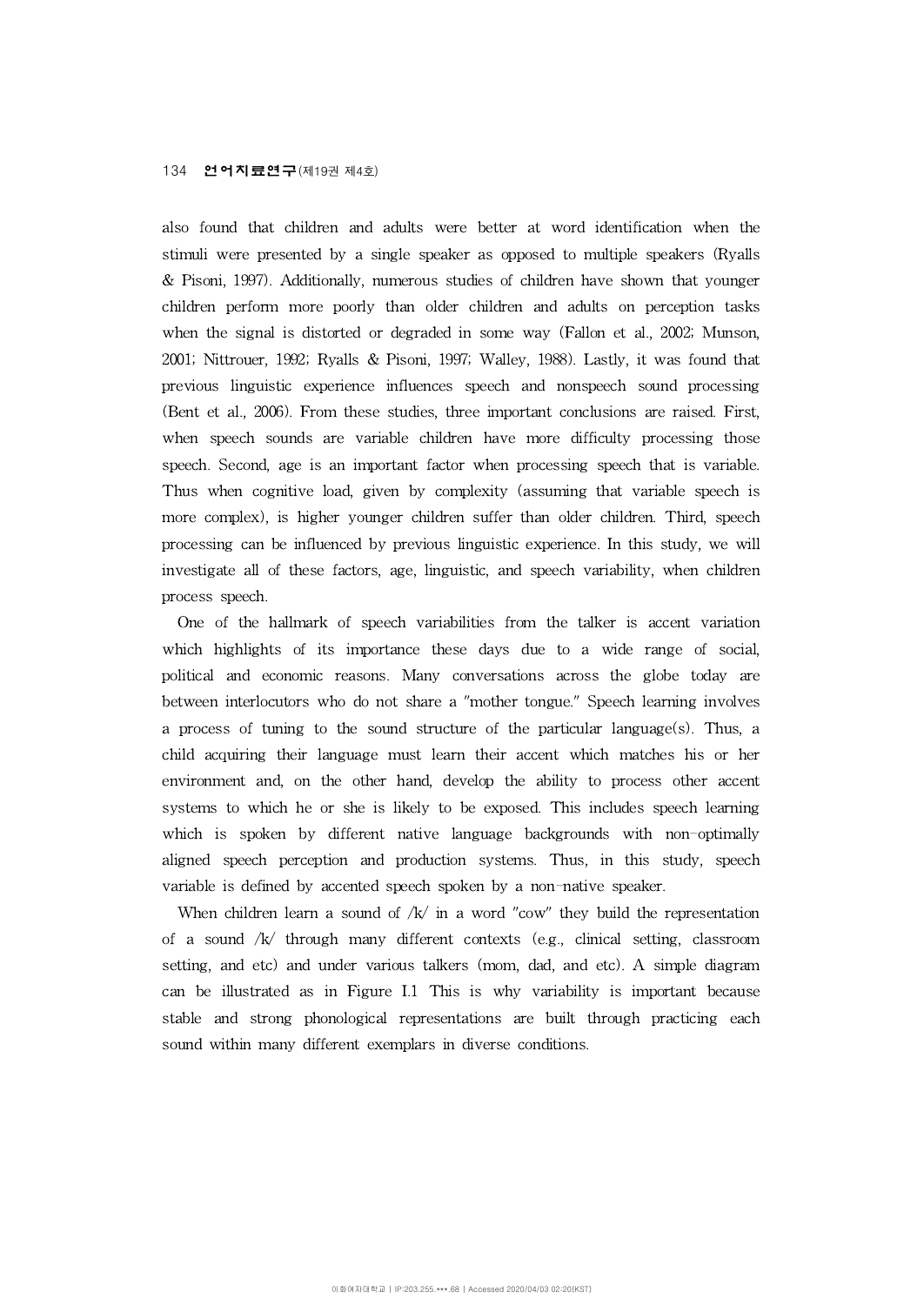also found that children and adults were better at word identification when the stimuli were presented by a single speaker as opposed to multiple speakers (Ryalls & Pisoni, 1997). Additionally, numerous studies of children have shown that younger children perform more poorly than older children and adults on perception tasks when the signal is distorted or degraded in some way (Fallon et al., 2002; Munson, 2001; Nittrouer, 1992; Ryalls & Pisoni, 1997; Walley, 1988). Lastly, it was found that previous linguistic experience influences speech and nonspeech sound processing (Bent et al., 2006). From these studies, three important conclusions are raised. First, when speech sounds are variable children have more difficulty processing those speech. Second, age is an important factor when processing speech that is variable. Thus when cognitive load, given by complexity (assuming that variable speech is more complex), is higher younger children suffer than older children. Third, speech processing can be influenced by previous linguistic experience. In this study, we will investigate all of these factors, age, linguistic, and speech variability, when children process speech.

One of the hallmark of speech variabilities from the talker is accent variation which highlights of its importance these days due to a wide range of social, political and economic reasons. Many conversations across the globe today are between interlocutors who do not share a "mother tongue." Speech learning involves a process of tuning to the sound structure of the particular language(s). Thus, a child acquiring their language must learn their accent which matches his or her environment and, on the other hand, develop the ability to process other accent systems to which he or she is likely to be exposed. This includes speech learning which is spoken by different native language backgrounds with non-optimally aligned speech perception and production systems. Thus, in this study, speech variable is defined by accented speech spoken by a non-native speaker.

When children learn a sound of /k/ in a word "cow" they build the representation of a sound /k/ through many different contexts (e.g., clinical setting, classroom setting, and etc) and under various talkers (mom, dad, and etc). A simple diagram can be illustrated as in Figure I.1 This is why variability is important because stable and strong phonological representations are built through practicing each sound within many different exemplars in diverse conditions.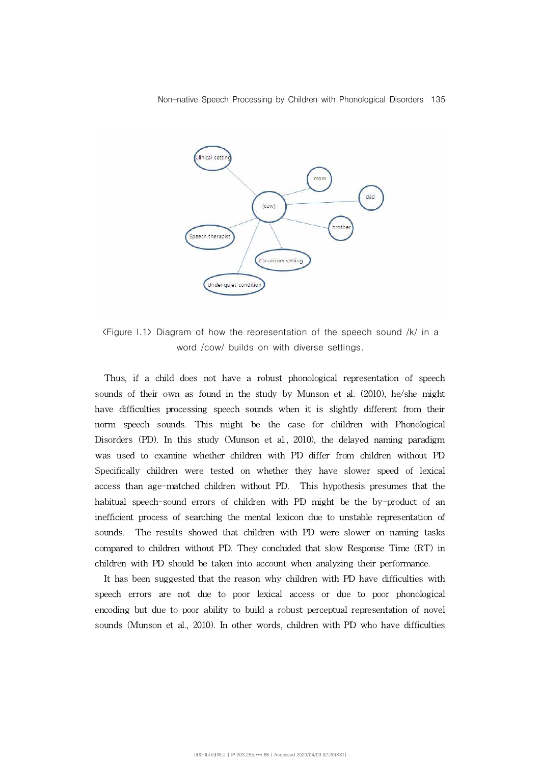〈Figure I.1〉 Diagram of how the representation of the speech sound /k/ in a word /cow/ builds on with diverse settings.

Thus, if a child does not have a robust phonological representation of speech sounds of their own as found in the study by Munson et al. (2010), he/she might have difficulties processing speech sounds when it is slightly different from their norm speech sounds. This might be the case for children with Phonological Disorders (PD). In this study (Munson et al., 2010), the delayed naming paradigm was used to examine whether children with PD differ from children without PD Specifically children were tested on whether they have slower speed of lexical access than age-matched children without PD. This hypothesis presumes that the habitual speech-sound errors of children with PD might be the by-product of an inefficient process of searching the mental lexicon due to unstable representation of sounds. The results showed that children with PD were slower on naming tasks compared to children without PD. They concluded that slow Response Time (RT) in children with PD should be taken into account when analyzing their performance.

It has been suggested that the reason why children with PD have difficulties with speech errors are not due to poor lexical access or due to poor phonological encoding but due to poor ability to build a robust perceptual representation of novel sounds (Munson et al., 2010). In other words, children with PD who have difficulties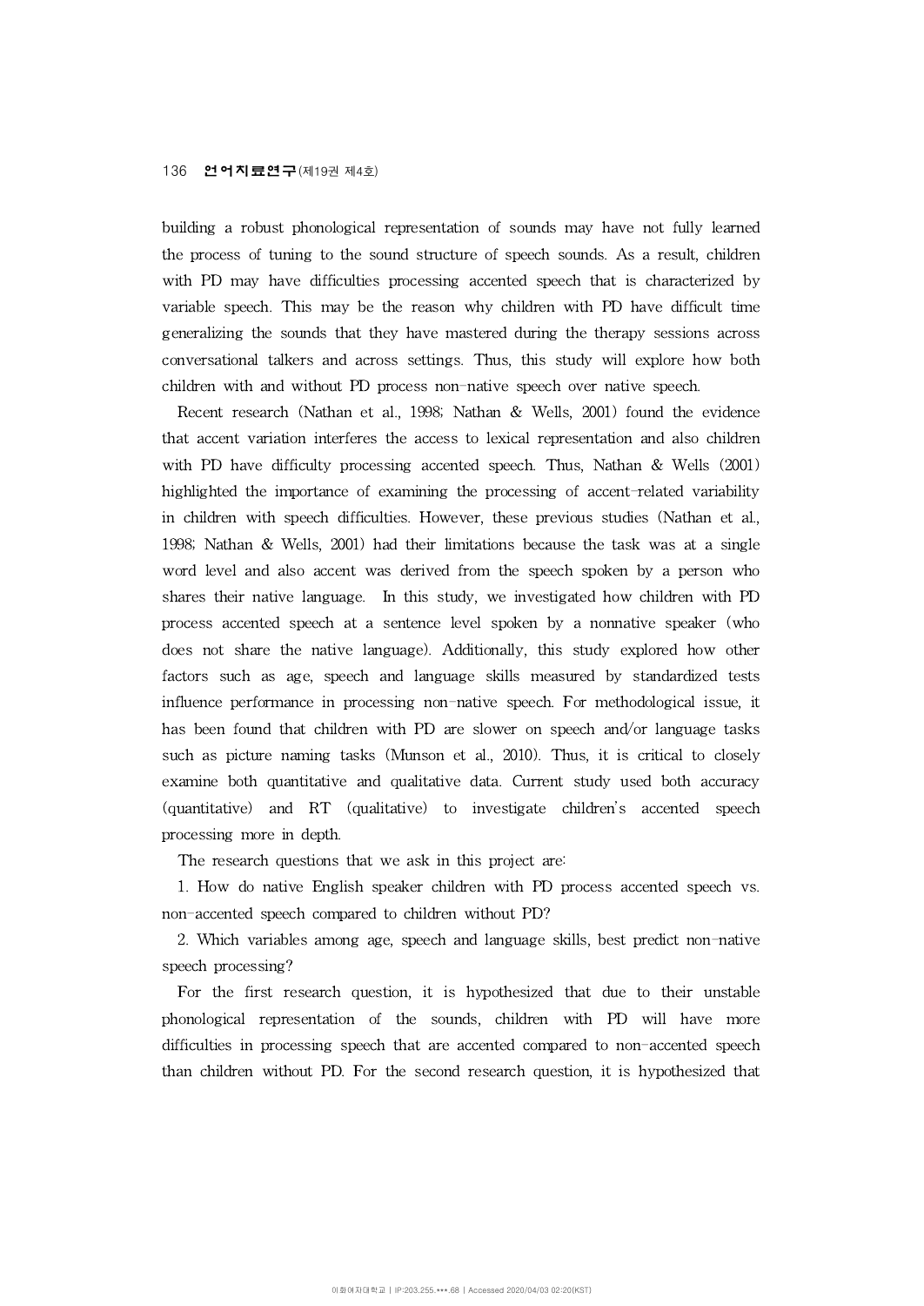building a robust phonological representation of sounds may have not fully learned the process of tuning to the sound structure of speech sounds. As a result, children with PD may have difficulties processing accented speech that is characterized by variable speech. This may be the reason why children with PD have difficult time generalizing the sounds that they have mastered during the therapy sessions across conversational talkers and across settings. Thus, this study will explore how both children with and without PD process non-native speech over native speech.

Recent research (Nathan et al., 1998; Nathan & Wells, 2001) found the evidence that accent variation interferes the access to lexical representation and also children with PD have difficulty processing accented speech. Thus, Nathan & Wells (2001) highlighted the importance of examining the processing of accent-related variability in children with speech difficulties. However, these previous studies (Nathan et al., 1998; Nathan & Wells, 2001) had their limitations because the task was at a single word level and also accent was derived from the speech spoken by a person who shares their native language. In this study, we investigated how children with PD process accented speech at a sentence level spoken by a nonnative speaker (who does not share the native language). Additionally, this study explored how other factors such as age, speech and language skills measured by standardized tests influence performance in processing non-native speech. For methodological issue, it has been found that children with PD are slower on speech and/or language tasks such as picture naming tasks (Munson et al., 2010). Thus, it is critical to closely examine both quantitative and qualitative data. Current study used both accuracy (quantitative) and RT (qualitative) to investigate children's accented speech processing more in depth.

The research questions that we ask in this project are:

1. How do native English speaker children with PD process accented speech vs. non-accented speech compared to children without PD?

2. Which variables among age, speech and language skills, best predict non-native speech processing?

For the first research question, it is hypothesized that due to their unstable phonological representation of the sounds, children with PD will have more difficulties in processing speech that are accented compared to non-accented speech than children without PD. For the second research question, it is hypothesized that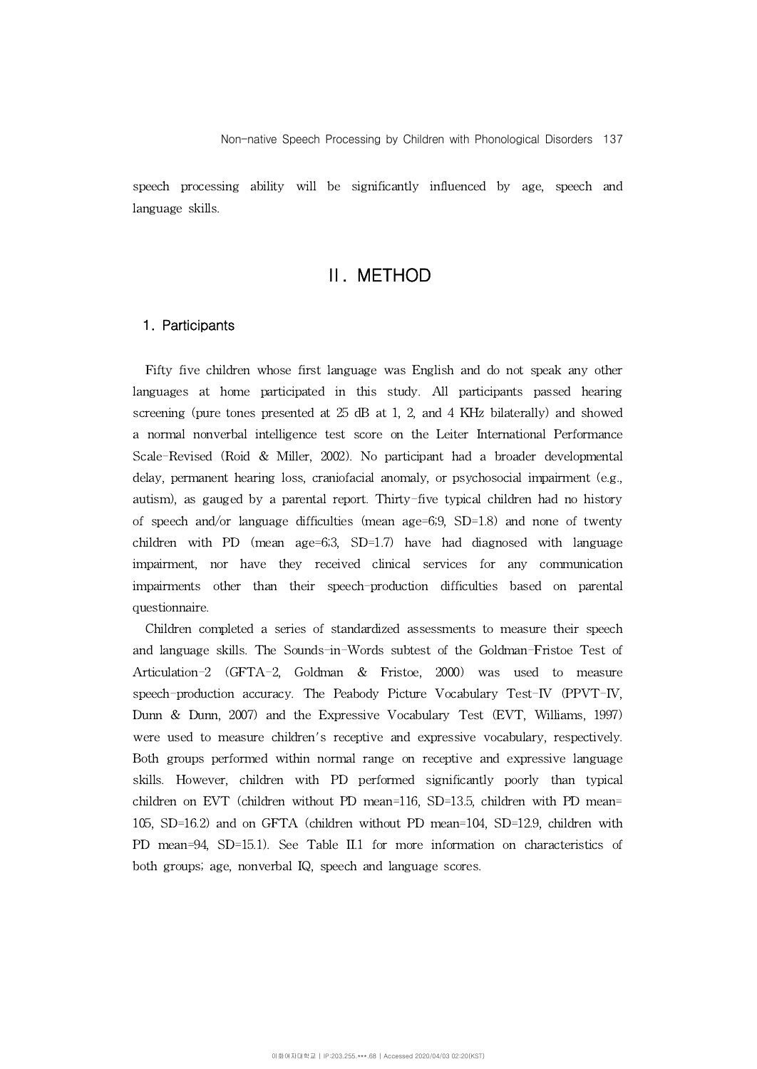speech processing ability will be significantly influenced by age, speech and language skills.

# Ⅱ. METHOD

## 1. Participants

Fifty five children whose first language was English and do not speak any other languages at home participated in this study. All participants passed hearing screening (pure tones presented at 25 dB at 1, 2, and 4 KHz bilaterally) and showed a normal nonverbal intelligence test score on the Leiter International Performance Scale-Revised (Roid & Miller, 2002). No participant had a broader developmental delay, permanent hearing loss, craniofacial anomaly, or psychosocial impairment (e.g., autism), as gauged by a parental report. Thirty-five typical children had no history of speech and/or language difficulties (mean age=6;9, SD=1.8) and none of twenty children with PD (mean age=6;3, SD=1.7) have had diagnosed with language impairment, nor have they received clinical services for any communication impairments other than their speech-production difficulties based on parental questionnaire.

Children completed a series of standardized assessments to measure their speech and language skills. The Sounds-in-Words subtest of the Goldman-Fristoe Test of Articulation-2 (GFTA-2, Goldman & Fristoe, 2000) was used to measure speech-production accuracy. The Peabody Picture Vocabulary Test-IV (PPVT-IV, Dunn & Dunn, 2007) and the Expressive Vocabulary Test (EVT, Williams, 1997) were used to measure children's receptive and expressive vocabulary, respectively. Both groups performed within normal range on receptive and expressive language skills. However, children with PD performed significantly poorly than typical children on EVT (children without PD mean=116, SD=13.5, children with PD mean=105, SD=16.2) and on GFTA (children without PD mean=104, SD=12.9, children with PD mean=94, SD=15.1). See Table II.1 for more information on characteristics of both groups; age, nonverbal IQ, speech and language scores.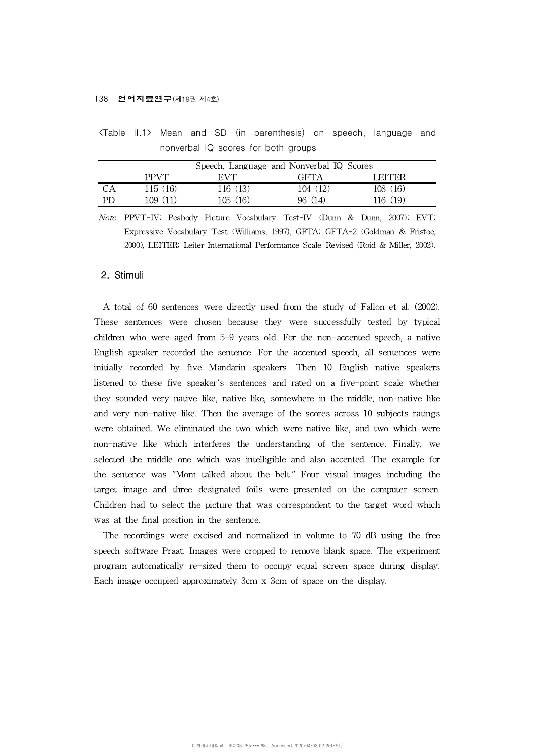〈Table II.1〉 Mean and SD (in parenthesis) on speech, language and nonverbal IQ scores for both groups

| | Speech, Language and Nonverbal IQ Scores | | | |
|---|---|---|---|---|
| | PPVT | EVT | GFTA | LEITER |
| CA | 115 (16) | 116 (13) | 104 (12) | 108 (16) |
| PD | 109 (11) | 105 (16) | 96 (14) | 116 (19) |

*Note*. PPVT-IV; Peabody Picture Vocabulary Test-IV (Dunn & Dunn, 2007); EVT; Expressive Vocabulary Test (Williams, 1997), GFTA; GFTA-2 (Goldman & Fristoe, 2000), LEITER; Leiter International Performance Scale-Revised (Roid & Miller, 2002).

## 2. Stimuli

A total of 60 sentences were directly used from the study of Fallon et al. (2002). These sentences were chosen because they were successfully tested by typical children who were aged from 5-9 years old. For the non-accented speech, a native English speaker recorded the sentence. For the accented speech, all sentences were initially recorded by five Mandarin speakers. Then 10 English native speakers listened to these five speaker's sentences and rated on a five-point scale whether they sounded very native like, native like, somewhere in the middle, non-native like and very non-native like. Then the average of the scores across 10 subjects ratings were obtained. We eliminated the two which were native like, and two which were non-native like which interferes the understanding of the sentence. Finally, we selected the middle one which was intelligible and also accented. The example for the sentence was "Mom talked about the belt." Four visual images including the target image and three designated foils were presented on the computer screen. Children had to select the picture that was correspondent to the target word which was at the final position in the sentence.

The recordings were excised and normalized in volume to 70 dB using the free speech software Praat. Images were cropped to remove blank space. The experiment program automatically re-sized them to occupy equal screen space during display. Each image occupied approximately 3cm x 3cm of space on the display.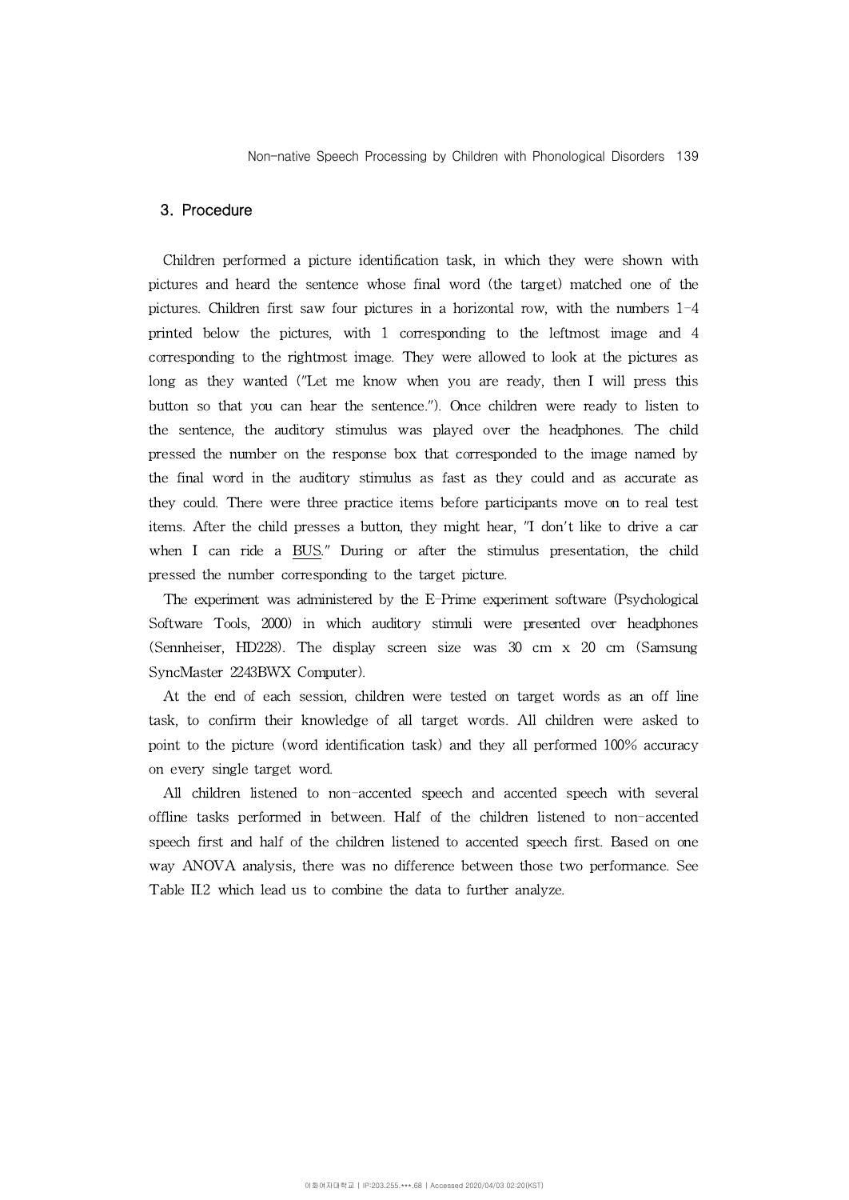## 3. Procedure

Children performed a picture identification task, in which they were shown with pictures and heard the sentence whose final word (the target) matched one of the pictures. Children first saw four pictures in a horizontal row, with the numbers 1-4 printed below the pictures, with 1 corresponding to the leftmost image and 4 corresponding to the rightmost image. They were allowed to look at the pictures as long as they wanted ("Let me know when you are ready, then I will press this button so that you can hear the sentence."). Once children were ready to listen to the sentence, the auditory stimulus was played over the headphones. The child pressed the number on the response box that corresponded to the image named by the final word in the auditory stimulus as fast as they could and as accurate as they could. There were three practice items before participants move on to real test items. After the child presses a button, they might hear, "I don't like to drive a car when I can ride a <u>BUS</u>." During or after the stimulus presentation, the child pressed the number corresponding to the target picture.

The experiment was administered by the E-Prime experiment software (Psychological Software Tools, 2000) in which auditory stimuli were presented over headphones (Sennheiser, HD228). The display screen size was 30 cm x 20 cm (Samsung SyncMaster 2243BWX Computer).

At the end of each session, children were tested on target words as an off line task, to confirm their knowledge of all target words. All children were asked to point to the picture (word identification task) and they all performed 100% accuracy on every single target word.

All children listened to non-accented speech and accented speech with several offline tasks performed in between. Half of the children listened to non-accented speech first and half of the children listened to accented speech first. Based on one way ANOVA analysis, there was no difference between those two performance. See Table II.2 which lead us to combine the data to further analyze.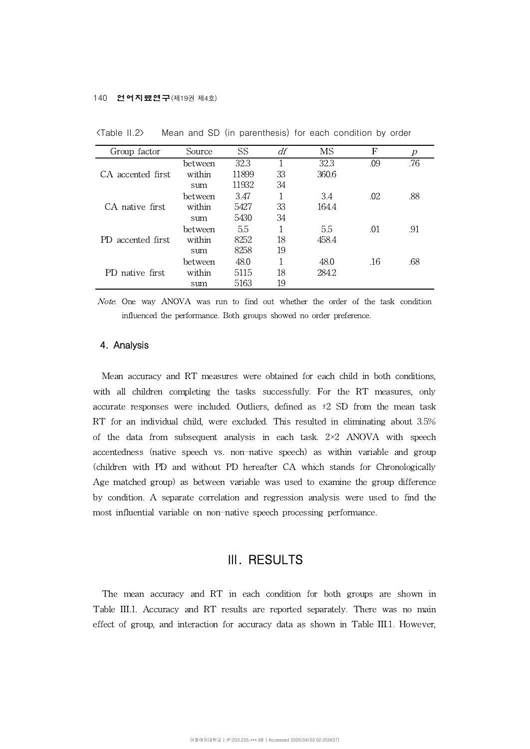〈Table II.2〉 Mean and SD (in parenthesis) for each condition by order

| Group factor | Source | SS | *df* | MS | F | *p* |
|---|---|---|---|---|---|---|
| CA accented first | between | 32.3 | 1 | 32.3 | .09 | .76 |
| | within | 11899 | 33 | 360.6 | | |
| | sum | 11932 | 34 | | | |
| CA native first | between | 3.47 | 1 | 3.4 | .02 | .88 |
| | within | 5427 | 33 | 164.4 | | |
| | sum | 5430 | 34 | | | |
| PD accented first | between | 5.5 | 1 | 5.5 | .01 | .91 |
| | within | 8252 | 18 | 458.4 | | |
| | sum | 8258 | 19 | | | |
| PD native first | between | 48.0 | 1 | 48.0 | .16 | .68 |
| | within | 5115 | 18 | 284.2 | | |
| | sum | 5163 | 19 | | | |

*Note*. One way ANOVA was run to find out whether the order of the task condition influenced the performance. Both groups showed no order preference.

### 4. Analysis

Mean accuracy and RT measures were obtained for each child in both conditions, with all children completing the tasks successfully. For the RT measures, only accurate responses were included. Outliers, defined as ±2 SD from the mean task RT for an individual child, were excluded. This resulted in eliminating about 3.5% of the data from subsequent analysis in each task. 2×2 ANOVA with speech accentedness (native speech vs. non-native speech) as within variable and group (children with PD and without PD hereafter CA which stands for Chronologically Age matched group) as between variable was used to examine the group difference by condition. A separate correlation and regression analysis were used to find the most influential variable on non-native speech processing performance.

## III. RESULTS

The mean accuracy and RT in each condition for both groups are shown in Table III.1. Accuracy and RT results are reported separately. There was no main effect of group, and interaction for accuracy data as shown in Table III.1. However,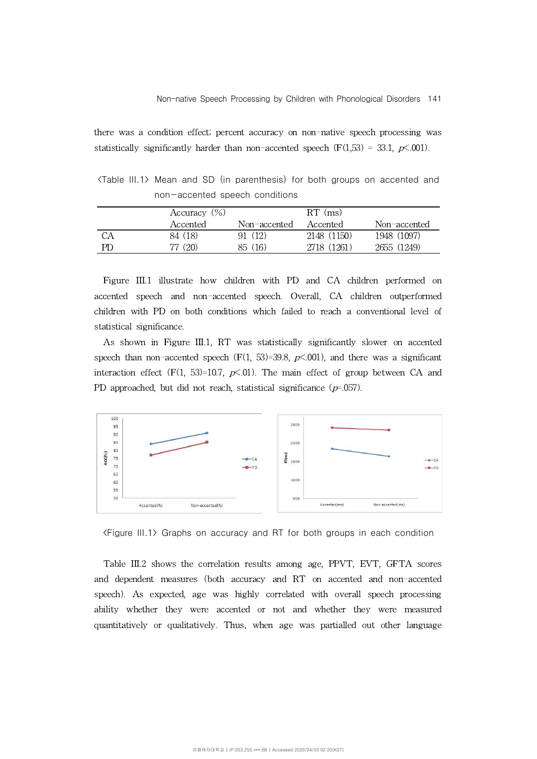there was a condition effect; percent accuracy on non-native speech processing was statistically significantly harder than non-accented speech ($F(1,53) = 33.1$, $p < .001$).

<Table III.1> Mean and SD (in parenthesis) for both groups on accented and non-accented speech conditions

| | Accuracy (%) | | RT (ms) | |
|---|---|---|---|---|
| | Accented | Non-accented | Accented | Non-accented |
| CA | 84 (18) | 91 (12) | 2148 (1150) | 1948 (1097) |
| PD | 77 (20) | 85 (16) | 2718 (1261) | 2655 (1249) |

Figure III.1 illustrate how children with PD and CA children performed on accented speech and non-accented speech. Overall, CA children outperformed children with PD on both conditions which failed to reach a conventional level of statistical significance.

As shown in Figure III.1, RT was statistically significantly slower on accented speech than non-accented speech ($F(1, 53)=39.8$, $p < .001$), and there was a significant interaction effect ($F(1, 53)=10.7$, $p < .01$). The main effect of group between CA and PD approached, but did not reach, statistical significance ($p = .057$).

<Figure III.1> Graphs on accuracy and RT for both groups in each condition

Table III.2 shows the correlation results among age, PPVT, EVT, GFTA scores and dependent measures (both accuracy and RT on accented and non-accented speech). As expected, age was highly correlated with overall speech processing ability whether they were accented or not and whether they were measured quantitatively or qualitatively. Thus, when age was partialled out other language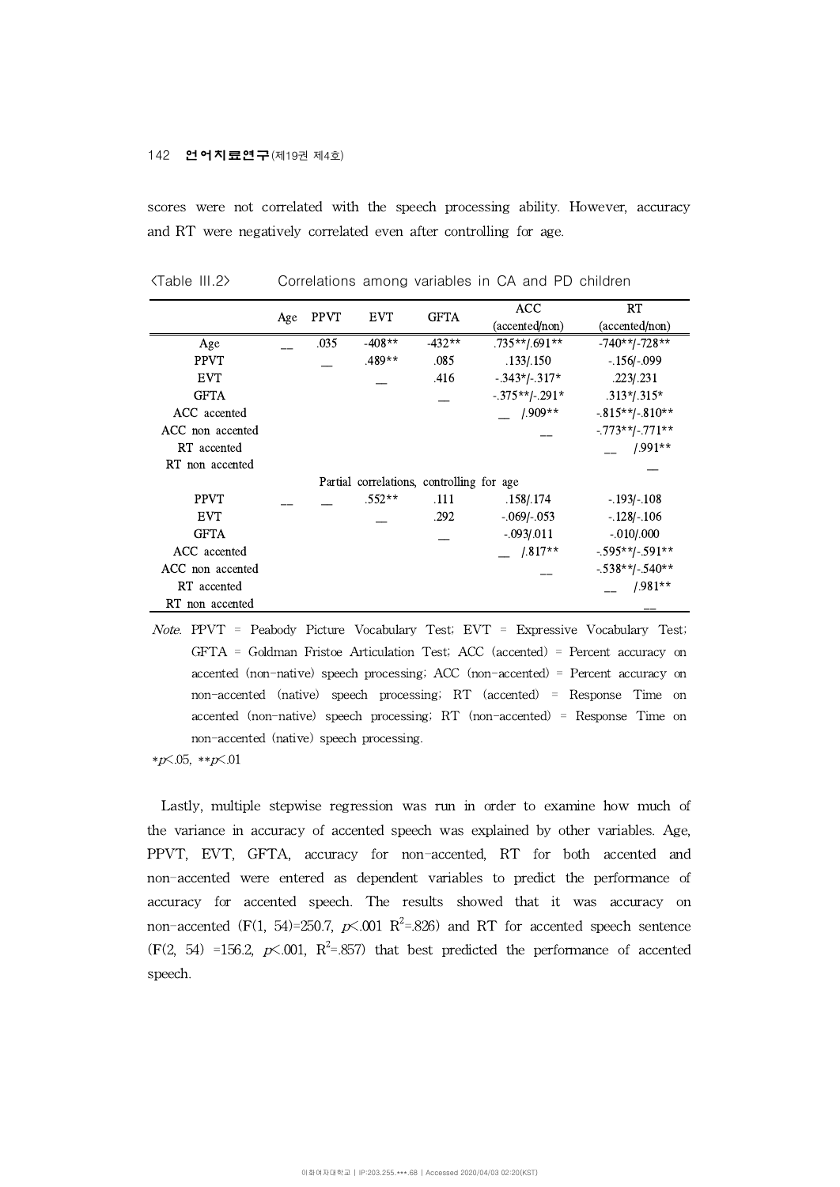scores were not correlated with the speech processing ability. However, accuracy and RT were negatively correlated even after controlling for age.

<Table III.2> Correlations among variables in CA and PD children

| | Age | PPVT | EVT | GFTA | ACC (accented/non) | RT (accented/non) |
|---|---|---|---|---|---|---|
| Age | __ | .035 | -408** | -432** | .735**/.691** | -740**/-728** |
| PPVT | | __ | .489** | .085 | .133/.150 | -.156/-.099 |
| EVT | | | __ | .416 | -.343*/-.317* | .223/.231 |
| GFTA | | | | __ | -.375**/-.291* | .313*/.315* |
| ACC accented | | | | | __ /.909** | -.815**/-.810** |
| ACC non accented | | | | | __ | -.773**/-.771** |
| RT accented | | | | | | __ /.991** |
| RT non accented | | | | | | __ |
| | | | Partial correlations, controlling for age | | | |
| PPVT | __ | __ | .552** | .111 | .158/.174 | -.193/-.108 |
| EVT | | | __ | .292 | -.069/-.053 | -.128/-.106 |
| GFTA | | | | __ | -.093/.011 | -.010/.000 |
| ACC accented | | | | | __ /.817** | -.595**/-.591** |
| ACC non accented | | | | | __ | -.538**/-.540** |
| RT accented | | | | | | __ /.981** |
| RT non accented | | | | | | __ |

*Note*. PPVT = Peabody Picture Vocabulary Test; EVT = Expressive Vocabulary Test; GFTA = Goldman Fristoe Articulation Test; ACC (accented) = Percent accuracy on accented (non-native) speech processing; ACC (non-accented) = Percent accuracy on non-accented (native) speech processing; RT (accented) = Response Time on accented (non-native) speech processing; RT (non-accented) = Response Time on non-accented (native) speech processing.

$*p<.05$, $**p<.01$

Lastly, multiple stepwise regression was run in order to examine how much of the variance in accuracy of accented speech was explained by other variables. Age, PPVT, EVT, GFTA, accuracy for non-accented, RT for both accented and non-accented were entered as dependent variables to predict the performance of accuracy for accented speech. The results showed that it was accuracy on non-accented ($F(1, 54)=250.7$, $p<.001$ $R^2=.826$) and RT for accented speech sentence ($F(2, 54)=156.2$, $p<.001$, $R^2=.857$) that best predicted the performance of accented speech.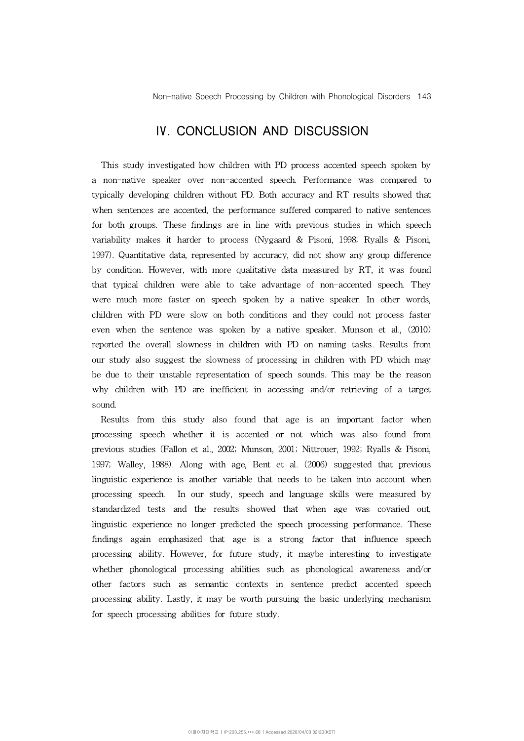# IV. CONCLUSION AND DISCUSSION

This study investigated how children with PD process accented speech spoken by a non-native speaker over non-accented speech. Performance was compared to typically developing children without PD. Both accuracy and RT results showed that when sentences are accented, the performance suffered compared to native sentences for both groups. These findings are in line with previous studies in which speech variability makes it harder to process (Nygaard & Pisoni, 1998; Ryalls & Pisoni, 1997). Quantitative data, represented by accuracy, did not show any group difference by condition. However, with more qualitative data measured by RT, it was found that typical children were able to take advantage of non-accented speech. They were much more faster on speech spoken by a native speaker. In other words, children with PD were slow on both conditions and they could not process faster even when the sentence was spoken by a native speaker. Munson et al., (2010) reported the overall slowness in children with PD on naming tasks. Results from our study also suggest the slowness of processing in children with PD which may be due to their unstable representation of speech sounds. This may be the reason why children with PD are inefficient in accessing and/or retrieving of a target sound.

Results from this study also found that age is an important factor when processing speech whether it is accented or not which was also found from previous studies (Fallon et al., 2002; Munson, 2001; Nittrouer, 1992; Ryalls & Pisoni, 1997; Walley, 1988). Along with age, Bent et al. (2006) suggested that previous linguistic experience is another variable that needs to be taken into account when processing speech. In our study, speech and language skills were measured by standardized tests and the results showed that when age was covaried out, linguistic experience no longer predicted the speech processing performance. These findings again emphasized that age is a strong factor that influence speech processing ability. However, for future study, it maybe interesting to investigate whether phonological processing abilities such as phonological awareness and/or other factors such as semantic contexts in sentence predict accented speech processing ability. Lastly, it may be worth pursuing the basic underlying mechanism for speech processing abilities for future study.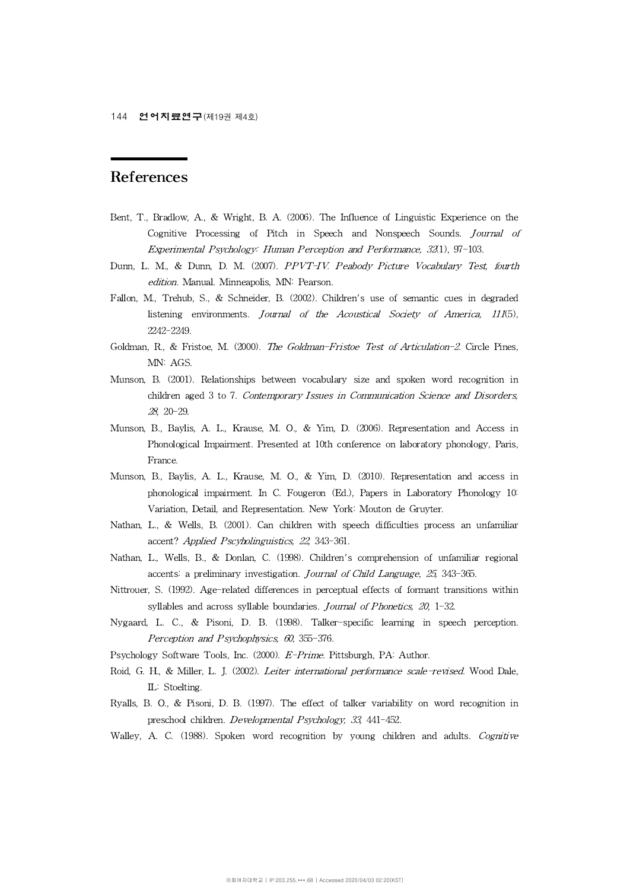## References

Bent, T., Bradlow, A., & Wright, B. A. (2006). The Influence of Linguistic Experience on the Cognitive Processing of Pitch in Speech and Nonspeech Sounds. *Journal of Experimental Psychology: Human Perception and Performance, 32*(1), 97-103.

Dunn, L. M., & Dunn, D. M. (2007). *PPVT-IV. Peabody Picture Vocabulary Test, fourth edition*. Manual. Minneapolis, MN: Pearson.

Fallon, M., Trehub, S., & Schneider, B. (2002). Children's use of semantic cues in degraded listening environments. *Journal of the Acoustical Society of America, 111*(5), 2242-2249.

Goldman, R., & Fristoe, M. (2000). *The Goldman-Fristoe Test of Articulation-2*. Circle Pines, MN: AGS.

Munson, B. (2001). Relationships between vocabulary size and spoken word recognition in children aged 3 to 7. *Contemporary Issues in Communication Science and Disorders, 28*, 20-29.

Munson, B., Baylis, A. L., Krause, M. O., & Yim, D. (2006). Representation and Access in Phonological Impairment. Presented at 10th conference on laboratory phonology, Paris, France.

Munson, B., Baylis, A. L., Krause, M. O., & Yim, D. (2010). Representation and access in phonological impairment. In C. Fougeron (Ed.), Papers in Laboratory Phonology 10: Variation, Detail, and Representation. New York: Mouton de Gruyter.

Nathan, L., & Wells, B. (2001). Can children with speech difficulties process an unfamiliar accent? *Applied Pscyholinguistics, 22*, 343-361.

Nathan, L., Wells, B., & Donlan, C. (1998). Children's comprehension of unfamiliar regional accents: a preliminary investigation. *Journal of Child Language, 25*, 343-365.

Nittrouer, S. (1992). Age-related differences in perceptual effects of formant transitions within syllables and across syllable boundaries. *Journal of Phonetics, 20*, 1-32.

Nygaard, L. C., & Pisoni, D. B. (1998). Talker-specific learning in speech perception. *Perception and Psychophysics, 60*, 355-376.

Psychology Software Tools, Inc. (2000). *E-Prime*. Pittsburgh, PA: Author.

Roid, G. H., & Miller, L. J. (2002). *Leiter international performance scale-revised*. Wood Dale, IL: Stoelting.

Ryalls, B. O., & Pisoni, D. B. (1997). The effect of talker variability on word recognition in preschool children. *Developmental Psychology, 33*, 441-452.

Walley, A. C. (1988). Spoken word recognition by young children and adults. *Cognitive*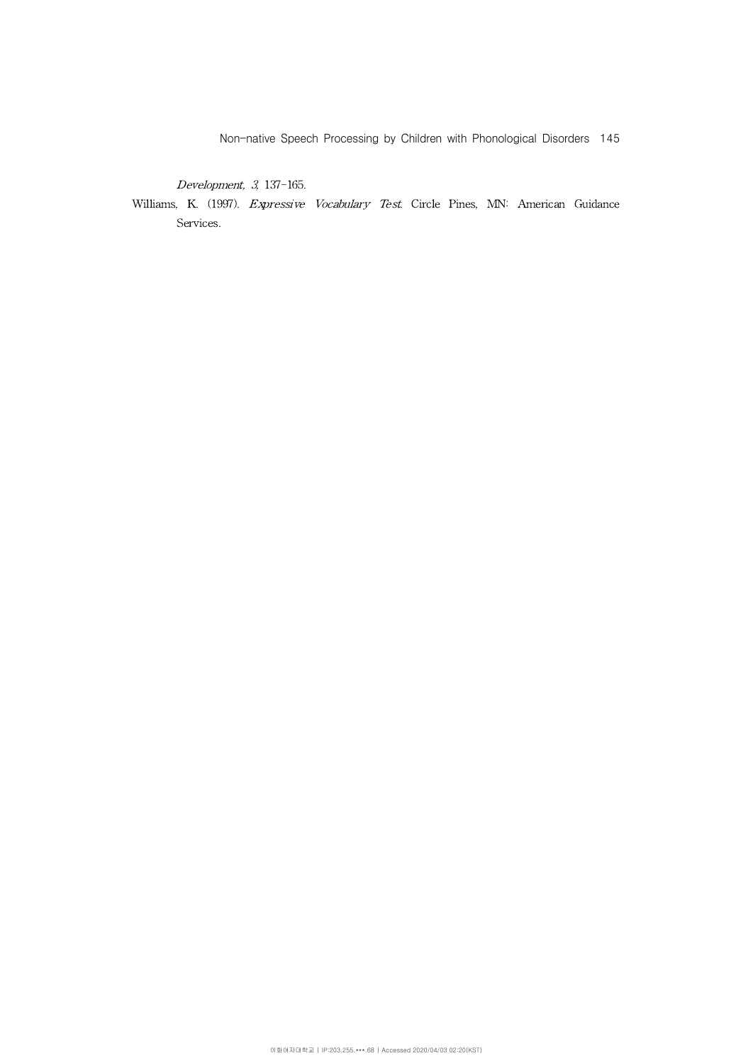*Development, 3*, 137-165.

Williams, K. (1997). *Expressive Vocabulary Test*. Circle Pines, MN: American Guidance Services.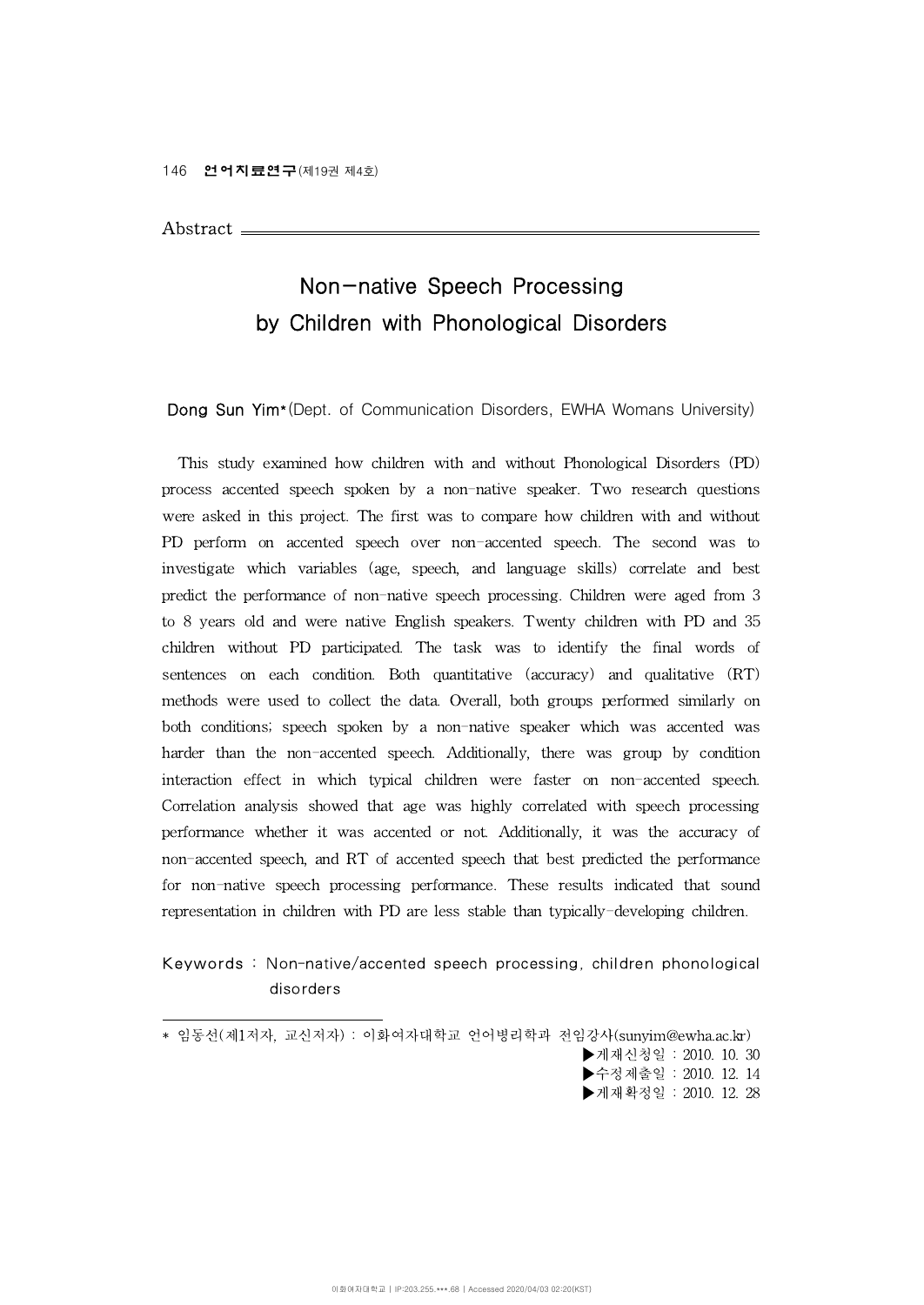Abstract

# Non-native Speech Processing by Children with Phonological Disorders

**Dong Sun Yim***(Dept. of Communication Disorders, EWHA Womans University)

This study examined how children with and without Phonological Disorders (PD) process accented speech spoken by a non-native speaker. Two research questions were asked in this project. The first was to compare how children with and without PD perform on accented speech over non-accented speech. The second was to investigate which variables (age, speech, and language skills) correlate and best predict the performance of non-native speech processing. Children were aged from 3 to 8 years old and were native English speakers. Twenty children with PD and 35 children without PD participated. The task was to identify the final words of sentences on each condition. Both quantitative (accuracy) and qualitative (RT) methods were used to collect the data. Overall, both groups performed similarly on both conditions; speech spoken by a non-native speaker which was accented was harder than the non-accented speech. Additionally, there was group by condition interaction effect in which typical children were faster on non-accented speech. Correlation analysis showed that age was highly correlated with speech processing performance whether it was accented or not. Additionally, it was the accuracy of non-accented speech, and RT of accented speech that best predicted the performance for non-native speech processing performance. These results indicated that sound representation in children with PD are less stable than typically-developing children.

Keywords : Non-native/accented speech processing, children phonological disorders

---

* 임동선(제1저자, 교신저자) : 이화여자대학교 언어병리학과 전임강사(sunyim@ewha.ac.kr)

▶게재신청일 : 2010. 10. 30
▶수정제출일 : 2010. 12. 14
▶게재확정일 : 2010. 12. 28